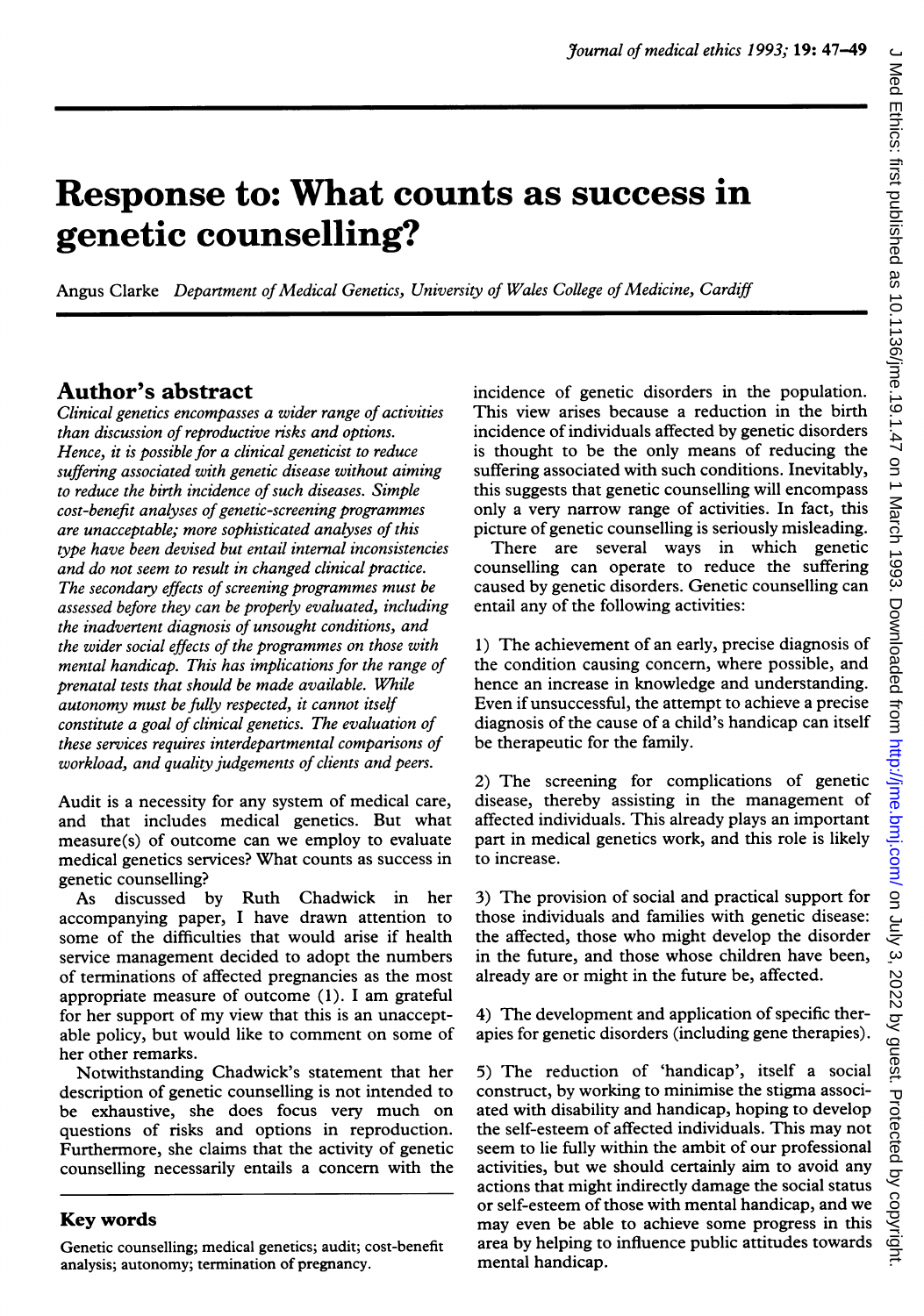# Response to: What counts as success in genetic counselling?

Angus Clarke *Department of Medical Genetics, University of Wales College of Medicine, Cardiff*

## Author's abstract

*Clinical genetics encompasses a wider range of activities than discussion of reproductive risks and options. Hence, it is possible for a clinical geneticist to reduce suffering associated with genetic disease without aiming to reduce the birth incidence of such diseases. Simple cost-benefit analyses of genetic-screening programmes are unacceptable; more sophisticated analyses of this type have been devised but entail internal inconsistencies and do not seem to result in changed clinical practice. The secondary effects of screening programmes must be assessed before they can be properly evaluated, including the inadvertent diagnosis of unsought conditions, and the wider social effects of the programmes on those with mental handicap. This has implications for the range of prenatal tests that should be made available. While autonomy must be fully respected, it cannot itself constitute a goal of clinical genetics. The evaluation of these services requires interdepartmental comparisons of workload, and quality judgements of clients and peers.*

### Key words

Genetic counselling; medical genetics; audit; cost-benefit analysis; autonomy; termination of pregnancy.

Audit is a necessity for any system of medical care, and that includes medical genetics. But what measure(s) of outcome can we employ to evaluate medical genetics services? What counts as success in genetic counselling?

As discussed by Ruth Chadwick in her accompanying paper, I have drawn attention to some of the difficulties that would arise if health service management decided to adopt the numbers of terminations of affected pregnancies as the most appropriate measure of outcome (1). I am grateful for her support of my view that this is an unacceptable policy, but would like to comment on some of her other remarks.

Notwithstanding Chadwick's statement that her description of genetic counselling is not intended to be exhaustive, she does focus very much on questions of risks and options in reproduction. Furthermore, she claims that the activity of genetic counselling necessarily entails a concern with the incidence of genetic disorders in the population. This view arises because a reduction in the birth incidence of individuals affected by genetic disorders is thought to be the only means of reducing the suffering associated with such conditions. Inevitably, this suggests that genetic counselling will encompass only a very narrow range of activities. In fact, this picture of genetic counselling is seriously misleading.

There are several ways in which genetic counselling can operate to reduce the suffering caused by genetic disorders. Genetic counselling can entail any of the following activities:

1) The achievement of an early, precise diagnosis of the condition causing concern, where possible, and hence an increase in knowledge and understanding. Even if unsuccessful, the attempt to achieve a precise diagnosis of the cause of a child's handicap can itself be therapeutic for the family.

2) The screening for complications of genetic disease, thereby assisting in the management of affected individuals. This already plays an important part in medical genetics work, and this role is likely to increase.

3) The provision of social and practical support for those individuals and families with genetic disease: the affected, those who might develop the disorder in the future, and those whose children have been, already are or might in the future be, affected.

4) The development and application of specific therapies for genetic disorders (including gene therapies).

5) The reduction of 'handicap', itself a social construct, by working to minimise the stigma associated with disability and handicap, hoping to develop the self-esteem of affected individuals. This may not seem to lie fully within the ambit of our professional activities, but we should certainly aim to avoid any actions that might indirectly damage the social status or self-esteem of those with mental handicap, and we may even be able to achieve some progress in this area by helping to influence public attitudes towards mental handicap.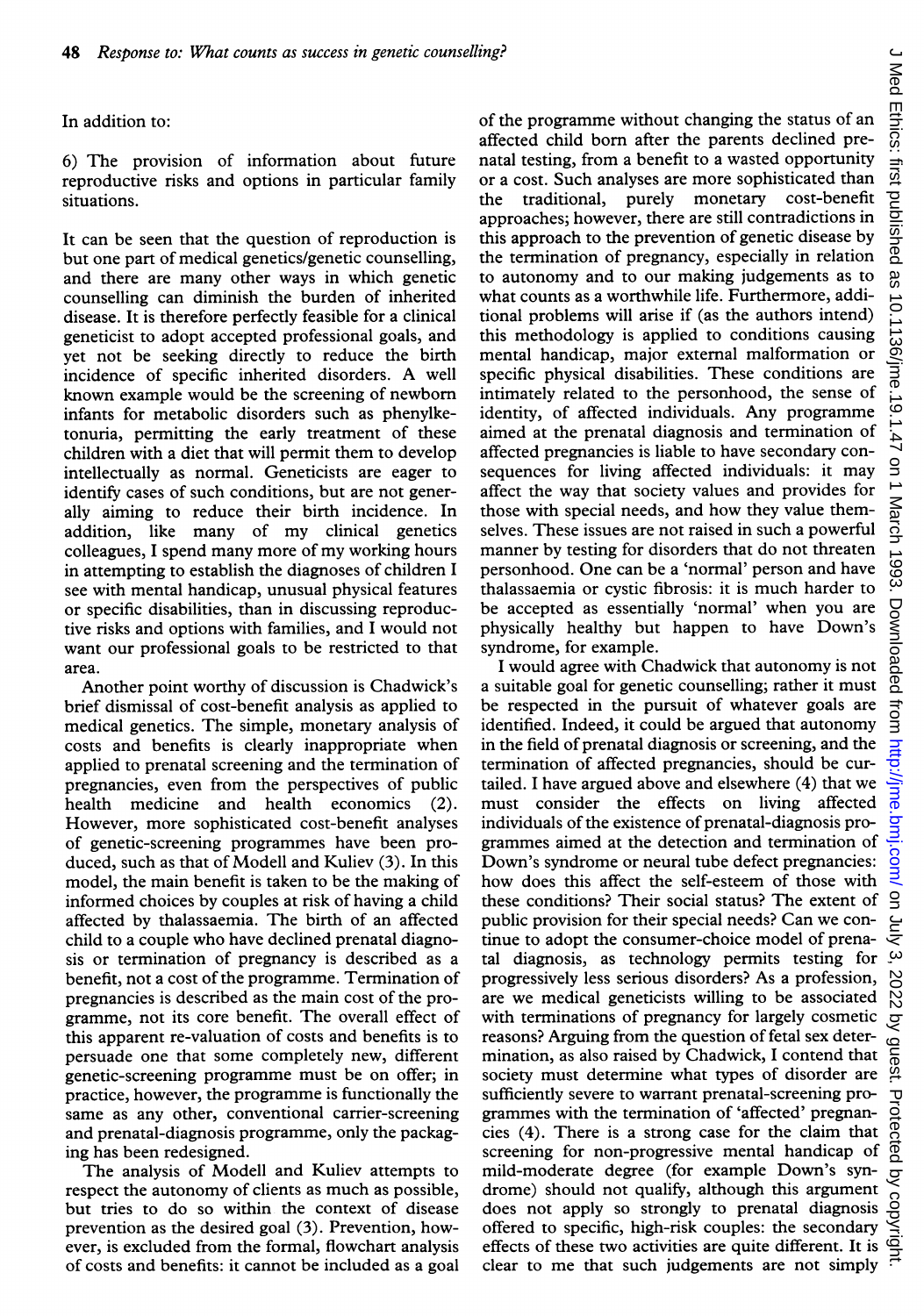In addition to:

6) The provision of information about future reproductive risks and options in particular family situations.

It can be seen that the question of reproduction is but one part of medical genetics/genetic counselling, and there are many other ways in which genetic counselling can diminish the burden of inherited disease. It is therefore perfectly feasible for a clinical geneticist to adopt accepted professional goals, and yet not be seeking directly to reduce the birth incidence of specific inherited disorders. A well known example would be the screening of newborn infants for metabolic disorders such as phenylketonuria, permitting the early treatment of these children with a diet that will permit them to develop intellectually as normal. Geneticists are eager to identify cases of such conditions, but are not generally aiming to reduce their birth incidence. In addition, like many of my clinical genetics colleagues, I spend many more of my working hours in attempting to establish the diagnoses of children I see with mental handicap, unusual physical features or specific disabilities, than in discussing reproductive risks and options with families, and I would not want our professional goals to be restricted to that area.

Another point worthy of discussion is Chadwick's brief dismissal of cost-benefit analysis as applied to medical genetics. The simple, monetary analysis of costs and benefits is clearly inappropriate when applied to prenatal screening and the termination of pregnancies, even from the perspectives of public health medicine and health economics (2). However, more sophisticated cost-benefit analyses of genetic-screening programmes have been produced, such as that of Modell and Kuliev (3). In this model, the main benefit is taken to be the making of informed choices by couples at risk of having a child affected by thalassaemia. The birth of an affected child to a couple who have declined prenatal diagnosis or termination of pregnancy is described as a benefit, not a cost of the programme. Termination of pregnancies is described as the main cost of the programme, not its core benefit. The overall effect of this apparent re-valuation of costs and benefits is to persuade one that some completely new, different genetic-screening programme must be on offer; in practice, however, the programme is functionally the same as any other, conventional carrier-screening and prenatal-diagnosis programme, only the packaging has been redesigned.

The analysis of Modell and Kuliev attempts to respect the autonomy of clients as much as possible, but tries to do so within the context of disease prevention as the desired goal (3). Prevention, however, is excluded from the formal, flowchart analysis of costs and benefits: it cannot be included as a goal of the programme without changing the status of an affected child born after the parents declined prenatal testing, from a benefit to a wasted opportunity or a cost. Such analyses are more sophisticated than the traditional, purely monetary cost-benefit approaches; however, there are still contradictions in this approach to the prevention of genetic disease by the termination of pregnancy, especially in relation to autonomy and to our making judgements as to what counts as a worthwhile life. Furthermore, additional problems will arise if (as the authors intend) this methodology is applied to conditions causing mental handicap, major external malformation or specific physical disabilities. These conditions are intimately related to the personhood, the sense of identity, of affected individuals. Any programme aimed at the prenatal diagnosis and termination of affected pregnancies is liable to have secondary consequences for living affected individuals: it may affect the way that society values and provides for those with special needs, and how they value themselves. These issues are not raised in such a powerful manner by testing for disorders that do not threaten personhood. One can be a 'normal' person and have thalassaemia or cystic fibrosis: it is much harder to be accepted as essentially 'normal' when you are physically healthy but happen to have Down's syndrome, for example.

I would agree with Chadwick that autonomy is not a suitable goal for genetic counselling; rather it must be respected in the pursuit of whatever goals are identified. Indeed, it could be argued that autonomy in the field of prenatal diagnosis or screening, and the termination of affected pregnancies, should be curtailed. I have argued above and elsewhere (4) that we must consider the effects on living affected individuals of the existence of prenatal-diagnosis programmes aimed at the detection and termination of Down's syndrome or neural tube defect pregnancies: how does this affect the self-esteem of those with these conditions? Their social status? The extent of public provision for their special needs? Can we continue to adopt the consumer-choice model of prenatal diagnosis, as technology permits testing for progressively less serious disorders? As a profession, are we medical geneticists willing to be associated with terminations of pregnancy for largely cosmetic reasons? Arguing from the question of fetal sex determination, as also raised by Chadwick, I contend that society must determine what types of disorder are sufficiently severe to warrant prenatal-screening programmes with the termination of 'affected' pregnancies (4). There is a strong case for the claim that screening for non-progressive mental handicap of mild-moderate degree (for example Down's syndrome) should not qualify, although this argument does not apply so strongly to prenatal diagnosis offered to specific, high-risk couples: the secondary effects of these two activities are quite different. It is clear to me that such judgements are not simply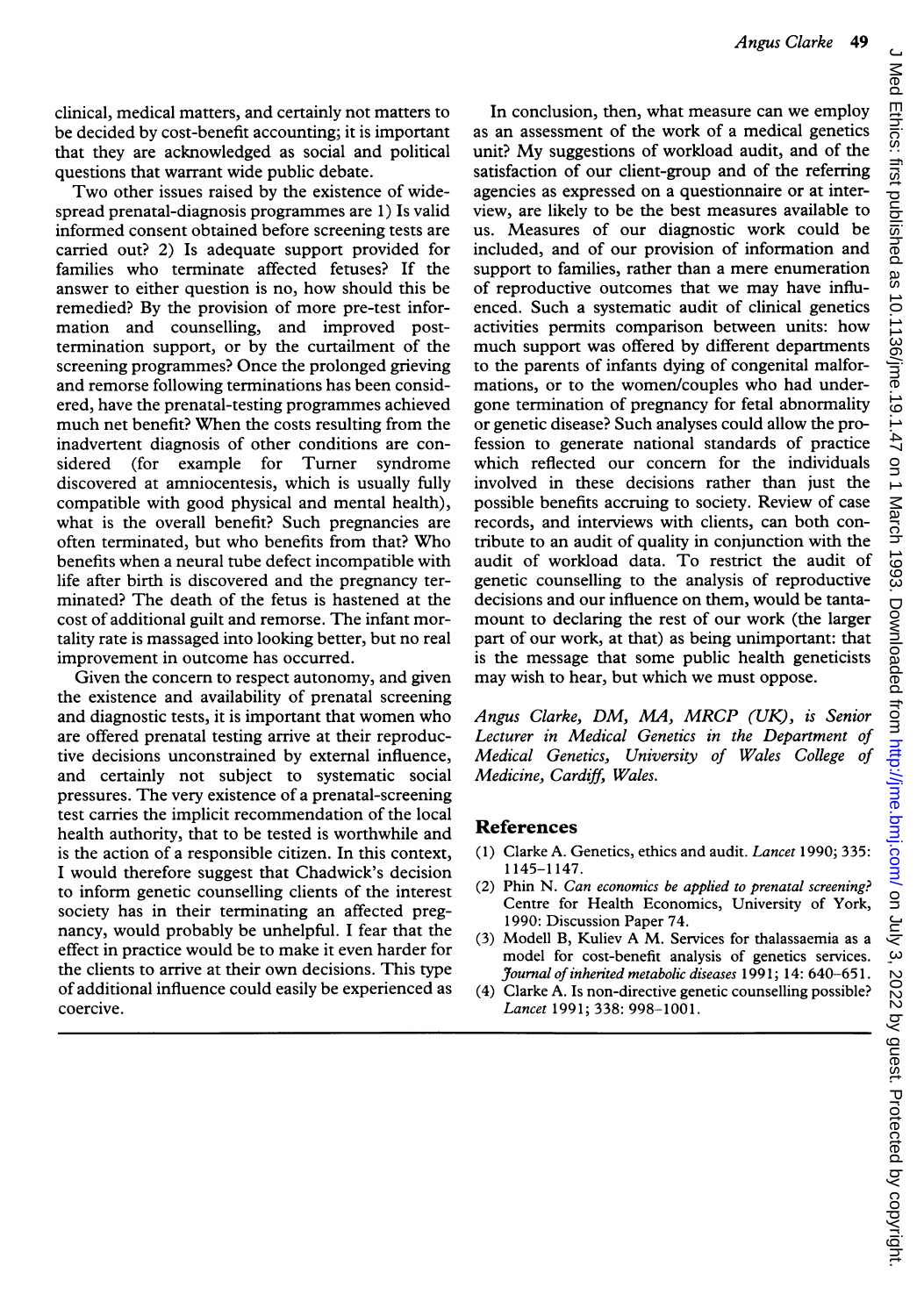clinical, medical matters, and certainly not matters to be decided by cost-benefit accounting; it is important that they are acknowledged as social and political questions that warrant wide public debate.

Two other issues raised by the existence of widespread prenatal-diagnosis programmes are 1) Is valid informed consent obtained before screening tests are carried out? 2) Is adequate support provided for families who terminate affected fetuses? If the answer to either question is no, how should this be remedied? By the provision of more pre-test information and counselling, and improved post-termination support, or by the curtailment of the screening programmes? Once the prolonged grieving and remorse following terminations has been considered, have the prenatal-testing programmes achieved much net benefit? When the costs resulting from the inadvertent diagnosis of other conditions are considered (for example for Turner syndrome discovered at amniocentesis, which is usually fully compatible with good physical and mental health), what is the overall benefit? Such pregnancies are often terminated, but who benefits from that? Who benefits when a neural tube defect incompatible with life after birth is discovered and the pregnancy terminated? The death of the fetus is hastened at the cost of additional guilt and remorse. The infant mortality rate is massaged into looking better, but no real improvement in outcome has occurred.

Given the concern to respect autonomy, and given the existence and availability of prenatal screening and diagnostic tests, it is important that women who are offered prenatal testing arrive at their reproductive decisions unconstrained by external influence, and certainly not subject to systematic social pressures. The very existence of a prenatal-screening test carries the implicit recommendation of the local health authority, that to be tested is worthwhile and is the action of a responsible citizen. In this context, I would therefore suggest that Chadwick's decision to inform genetic counselling clients of the interest society has in their terminating an affected pregnancy, would probably be unhelpful. I fear that the effect in practice would be to make it even harder for the clients to arrive at their own decisions. This type of additional influence could easily be experienced as coercive.

In conclusion, then, what measure can we employ as an assessment of the work of a medical genetics unit? My suggestions of workload audit, and of the satisfaction of our client-group and of the referring agencies as expressed on a questionnaire or at interview, are likely to be the best measures available to us. Measures of our diagnostic work could be included, and of our provision of information and support to families, rather than a mere enumeration of reproductive outcomes that we may have influenced. Such a systematic audit of clinical genetics activities permits comparison between units: how much support was offered by different departments to the parents of infants dying of congenital malformations, or to the women/couples who had undergone termination of pregnancy for fetal abnormality or genetic disease? Such analyses could allow the profession to generate national standards of practice which reflected our concern for the individuals involved in these decisions rather than just the possible benefits accruing to society. Review of case records, and interviews with clients, can both contribute to an audit of quality in conjunction with the audit of workload data. To restrict the audit of genetic counselling to the analysis of reproductive decisions and our influence on them, would be tantamount to declaring the rest of our work (the larger part of our work, at that) as being unimportant: that is the message that some public health geneticists may wish to hear, but which we must oppose.

*Angus Clarke, DM, MA, MRCP (UK), is Senior Lecturer in Medical Genetics in the Department of Medical Genetics, University of Wales College of Medicine, Cardiff, Wales.*

## References

(1) Clarke A. Genetics, ethics and audit. *Lancet* 1990; 335: 1145–1147.

(2) Phin N. *Can economics be applied to prenatal screening?* Centre for Health Economics, University of York, 1990: Discussion Paper 74.

(3) Modell B, Kuliev A M. Services for thalassaemia as a model for cost-benefit analysis of genetics services. *Journal of inherited metabolic diseases* 1991; 14: 640–651.

(4) Clarke A. Is non-directive genetic counselling possible? *Lancet* 1991; 338: 998–1001.